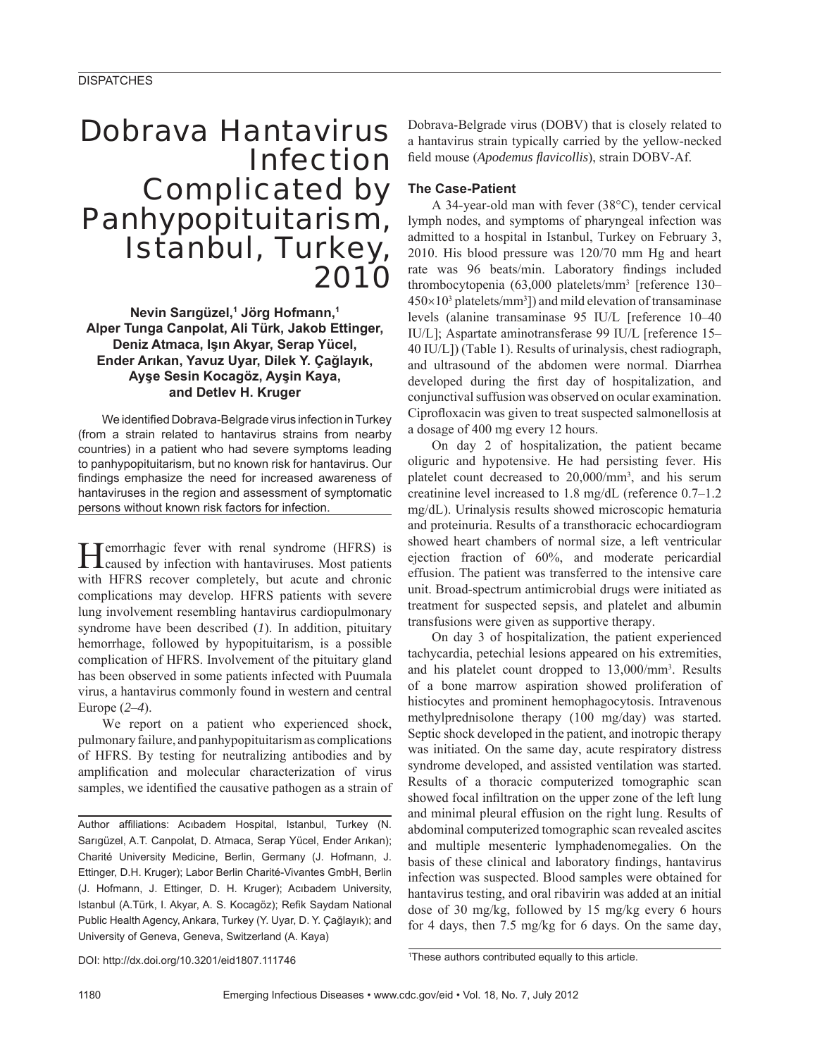DISPATCHES

# Dobrava Hantavirus Infection Complicated by Panhypopituitarism, Istanbul, Turkey, 2010

**Nevin Sarıgüzel,[1] Jörg Hofmann,[1] Alper Tunga Canpolat, Ali Türk, Jakob Ettinger, Deniz Atmaca, Işın Akyar, Serap Yücel, Ender Arıkan, Yavuz Uyar, Dilek Y. Çağlayık, Ayşe Sesin Kocagöz, Ayşin Kaya, and Detlev H. Kruger**

We identified Dobrava-Belgrade virus infection in Turkey (from a strain related to hantavirus strains from nearby countries) in a patient who had severe symptoms leading to panhypopituitarism, but no known risk for hantavirus. Our findings emphasize the need for increased awareness of hantaviruses in the region and assessment of symptomatic persons without known risk factors for infection.

Hemorrhagic fever with renal syndrome (HFRS) is caused by infection with hantaviruses. Most patients with HFRS recover completely, but acute and chronic complications may develop. HFRS patients with severe lung involvement resembling hantavirus cardiopulmonary syndrome have been described (*1*). In addition, pituitary hemorrhage, followed by hypopituitarism, is a possible complication of HFRS. Involvement of the pituitary gland has been observed in some patients infected with Puumala virus, a hantavirus commonly found in western and central Europe (*2–4*).

We report on a patient who experienced shock, pulmonary failure, and panhypopituitarism as complications of HFRS. By testing for neutralizing antibodies and by amplification and molecular characterization of virus samples, we identified the causative pathogen as a strain of Dobrava-Belgrade virus (DOBV) that is closely related to a hantavirus strain typically carried by the yellow-necked field mouse (*Apodemus flavicollis*), strain DOBV-Af.

Author affiliations: Acıbadem Hospital, Istanbul, Turkey (N. Sarıgüzel, A.T. Canpolat, D. Atmaca, Serap Yücel, Ender Arıkan); Charité University Medicine, Berlin, Germany (J. Hofmann, J. Ettinger, D.H. Kruger); Labor Berlin Charité-Vivantes GmbH, Berlin (J. Hofmann, J. Ettinger, D. H. Kruger); Acıbadem University, Istanbul (A.Türk, I. Akyar, A. S. Kocagöz); Refik Saydam National Public Health Agency, Ankara, Turkey (Y. Uyar, D. Y. Çağlayık); and University of Geneva, Geneva, Switzerland (A. Kaya)

DOI: http://dx.doi.org/10.3201/eid1807.111746

[1]These authors contributed equally to this article.

## The Case-Patient

A 34-year-old man with fever (38°C), tender cervical lymph nodes, and symptoms of pharyngeal infection was admitted to a hospital in Istanbul, Turkey on February 3, 2010. His blood pressure was 120/70 mm Hg and heart rate was 96 beats/min. Laboratory findings included thrombocytopenia (63,000 platelets/mm$^3$ [reference 130–450×10$^3$ platelets/mm$^3$]) and mild elevation of transaminase levels (alanine transaminase 95 IU/L [reference 10–40 IU/L]; Aspartate aminotransferase 99 IU/L [reference 15–40 IU/L]) (Table 1). Results of urinalysis, chest radiograph, and ultrasound of the abdomen were normal. Diarrhea developed during the first day of hospitalization, and conjunctival suffusion was observed on ocular examination. Ciprofloxacin was given to treat suspected salmonellosis at a dosage of 400 mg every 12 hours.

On day 2 of hospitalization, the patient became oliguric and hypotensive. He had persisting fever. His platelet count decreased to 20,000/mm$^3$, and his serum creatinine level increased to 1.8 mg/dL (reference 0.7–1.2 mg/dL). Urinalysis results showed microscopic hematuria and proteinuria. Results of a transthoracic echocardiogram showed heart chambers of normal size, a left ventricular ejection fraction of 60%, and moderate pericardial effusion. The patient was transferred to the intensive care unit. Broad-spectrum antimicrobial drugs were initiated as treatment for suspected sepsis, and platelet and albumin transfusions were given as supportive therapy.

On day 3 of hospitalization, the patient experienced tachycardia, petechial lesions appeared on his extremities, and his platelet count dropped to 13,000/mm$^3$. Results of a bone marrow aspiration showed proliferation of histiocytes and prominent hemophagocytosis. Intravenous methylprednisolone therapy (100 mg/day) was started. Septic shock developed in the patient, and inotropic therapy was initiated. On the same day, acute respiratory distress syndrome developed, and assisted ventilation was started. Results of a thoracic computerized tomographic scan showed focal infiltration on the upper zone of the left lung and minimal pleural effusion on the right lung. Results of abdominal computerized tomographic scan revealed ascites and multiple mesenteric lymphadenomegalies. On the basis of these clinical and laboratory findings, hantavirus infection was suspected. Blood samples were obtained for hantavirus testing, and oral ribavirin was added at an initial dose of 30 mg/kg, followed by 15 mg/kg every 6 hours for 4 days, then 7.5 mg/kg for 6 days. On the same day,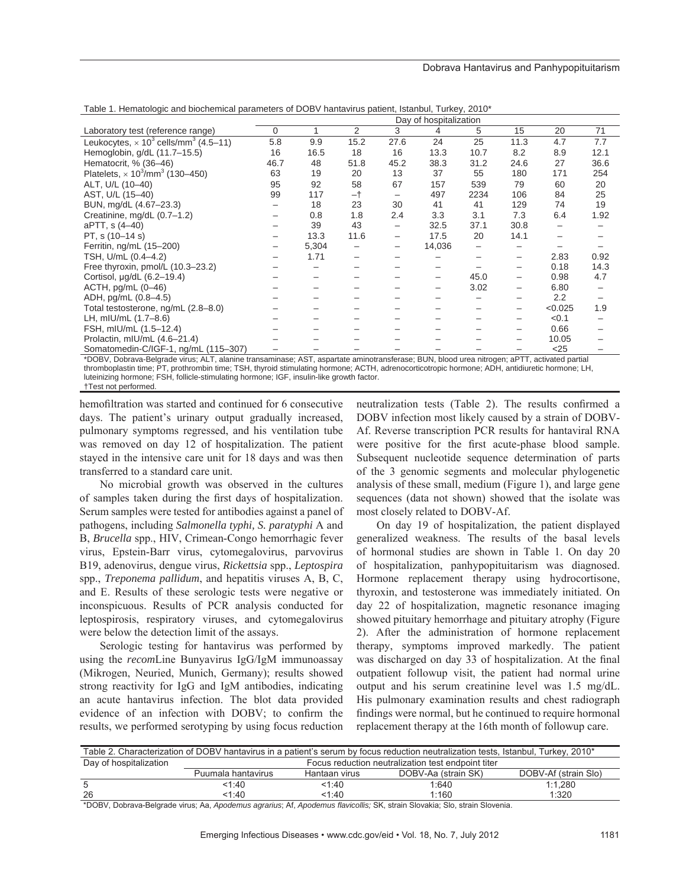Table 1. Hematologic and biochemical parameters of DOBV hantavirus patient, Istanbul, Turkey, 2010*

| Laboratory test (reference range) | Day of hospitalization | | | | | | | | |
|---|---|---|---|---|---|---|---|---|---|
| | 0 | 1 | 2 | 3 | 4 | 5 | 15 | 20 | 71 |
| Leukocytes, $\times 10^3$ cells/mm$^3$ (4.5–11) | 5.8 | 9.9 | 15.2 | 27.6 | 24 | 25 | 11.3 | 4.7 | 7.7 |
| Hemoglobin, g/dL (11.7–15.5) | 16 | 16.5 | 18 | 16 | 13.3 | 10.7 | 8.2 | 8.9 | 12.1 |
| Hematocrit, % (36–46) | 46.7 | 48 | 51.8 | 45.2 | 38.3 | 31.2 | 24.6 | 27 | 36.6 |
| Platelets, $\times 10^3$/mm$^3$ (130–450) | 63 | 19 | 20 | 13 | 37 | 55 | 180 | 171 | 254 |
| ALT, U/L (10–40) | 95 | 92 | 58 | 67 | 157 | 539 | 79 | 60 | 20 |
| AST, U/L (15–40) | 99 | 117 | –† | – | 497 | 2234 | 106 | 84 | 25 |
| BUN, mg/dL (4.67–23.3) | – | 18 | 23 | 30 | 41 | 41 | 129 | 74 | 19 |
| Creatinine, mg/dL (0.7–1.2) | – | 0.8 | 1.8 | 2.4 | 3.3 | 3.1 | 7.3 | 6.4 | 1.92 |
| aPTT, s (4–40) | – | 39 | 43 | – | 32.5 | 37.1 | 30.8 | – | – |
| PT, s (10–14 s) | – | 13.3 | 11.6 | – | 17.5 | 20 | 14.1 | – | – |
| Ferritin, ng/mL (15–200) | – | 5,304 | – | – | 14,036 | – | – | – | – |
| TSH, U/mL (0.4–4.2) | – | 1.71 | – | – | – | – | – | 2.83 | 0.92 |
| Free thyroxin, pmol/L (10.3–23.2) | – | – | – | – | – | – | – | 0.18 | 14.3 |
| Cortisol, µg/dL (6.2–19.4) | – | – | – | – | – | 45.0 | – | 0.98 | 4.7 |
| ACTH, pg/mL (0–46) | – | – | – | – | – | 3.02 | – | 6.80 | – |
| ADH, pg/mL (0.8–4.5) | – | – | – | – | – | – | – | 2.2 | – |
| Total testosterone, ng/mL (2.8–8.0) | – | – | – | – | – | – | – | <0.025 | 1.9 |
| LH, mIU/mL (1.7–8.6) | – | – | – | – | – | – | – | <0.1 | – |
| FSH, mIU/mL (1.5–12.4) | – | – | – | – | – | – | – | 0.66 | – |
| Prolactin, mIU/mL (4.6–21.4) | – | – | – | – | – | – | – | 10.05 | – |
| Somatomedin-C/IGF-1, ng/mL (115–307) | – | – | – | – | – | – | – | <25 | – |

*DOBV, Dobrava-Belgrade virus; ALT, alanine transaminase; AST, aspartate aminotransferase; BUN, blood urea nitrogen; aPTT, activated partial thromboplastin time; PT, prothrombin time; TSH, thyroid stimulating hormone; ACTH, adrenocorticotropic hormone; ADH, antidiuretic hormone; LH, luteinizing hormone; FSH, follicle-stimulating hormone; IGF, insulin-like growth factor.
†Test not performed.

hemofiltration was started and continued for 6 consecutive days. The patient's urinary output gradually increased, pulmonary symptoms regressed, and his ventilation tube was removed on day 12 of hospitalization. The patient stayed in the intensive care unit for 18 days and was then transferred to a standard care unit.

No microbial growth was observed in the cultures of samples taken during the first days of hospitalization. Serum samples were tested for antibodies against a panel of pathogens, including *Salmonella typhi, S. paratyphi* A and B, *Brucella* spp., HIV, Crimean-Congo hemorrhagic fever virus, Epstein-Barr virus, cytomegalovirus, parvovirus B19, adenovirus, dengue virus, *Rickettsia* spp., *Leptospira* spp., *Treponema pallidum*, and hepatitis viruses A, B, C, and E. Results of these serologic tests were negative or inconspicuous. Results of PCR analysis conducted for leptospirosis, respiratory viruses, and cytomegalovirus were below the detection limit of the assays.

Serologic testing for hantavirus was performed by using the *recom*Line Bunyavirus IgG/IgM immunoassay (Mikrogen, Neuried, Munich, Germany); results showed strong reactivity for IgG and IgM antibodies, indicating an acute hantavirus infection. The blot data provided evidence of an infection with DOBV; to confirm the results, we performed serotyping by using focus reduction neutralization tests (Table 2). The results confirmed a DOBV infection most likely caused by a strain of DOBV-Af. Reverse transcription PCR results for hantaviral RNA were positive for the first acute-phase blood sample. Subsequent nucleotide sequence determination of parts of the 3 genomic segments and molecular phylogenetic analysis of these small, medium (Figure 1), and large gene sequences (data not shown) showed that the isolate was most closely related to DOBV-Af.

On day 19 of hospitalization, the patient displayed generalized weakness. The results of the basal levels of hormonal studies are shown in Table 1. On day 20 of hospitalization, panhypopituitarism was diagnosed. Hormone replacement therapy using hydrocortisone, thyroxin, and testosterone was immediately initiated. On day 22 of hospitalization, magnetic resonance imaging showed pituitary hemorrhage and pituitary atrophy (Figure 2). After the administration of hormone replacement therapy, symptoms improved markedly. The patient was discharged on day 33 of hospitalization. At the final outpatient followup visit, the patient had normal urine output and his serum creatinine level was 1.5 mg/dL. His pulmonary examination results and chest radiograph findings were normal, but he continued to require hormonal replacement therapy at the 16th month of followup care.

Table 2. Characterization of DOBV hantavirus in a patient's serum by focus reduction neutralization tests, Istanbul, Turkey, 2010*

| Day of hospitalization | Focus reduction neutralization test endpoint titer | | | |
|---|---|---|---|---|
| | Puumala hantavirus | Hantaan virus | DOBV-Aa (strain SK) | DOBV-Af (strain Slo) |
| 5 | <1:40 | <1:40 | 1:640 | 1:1,280 |
| 26 | <1:40 | <1:40 | 1:160 | 1:320 |

*DOBV, Dobrava-Belgrade virus; Aa, *Apodemus agrarius*; Af, *Apodemus flavicollis;* SK, strain Slovakia; Slo, strain Slovenia.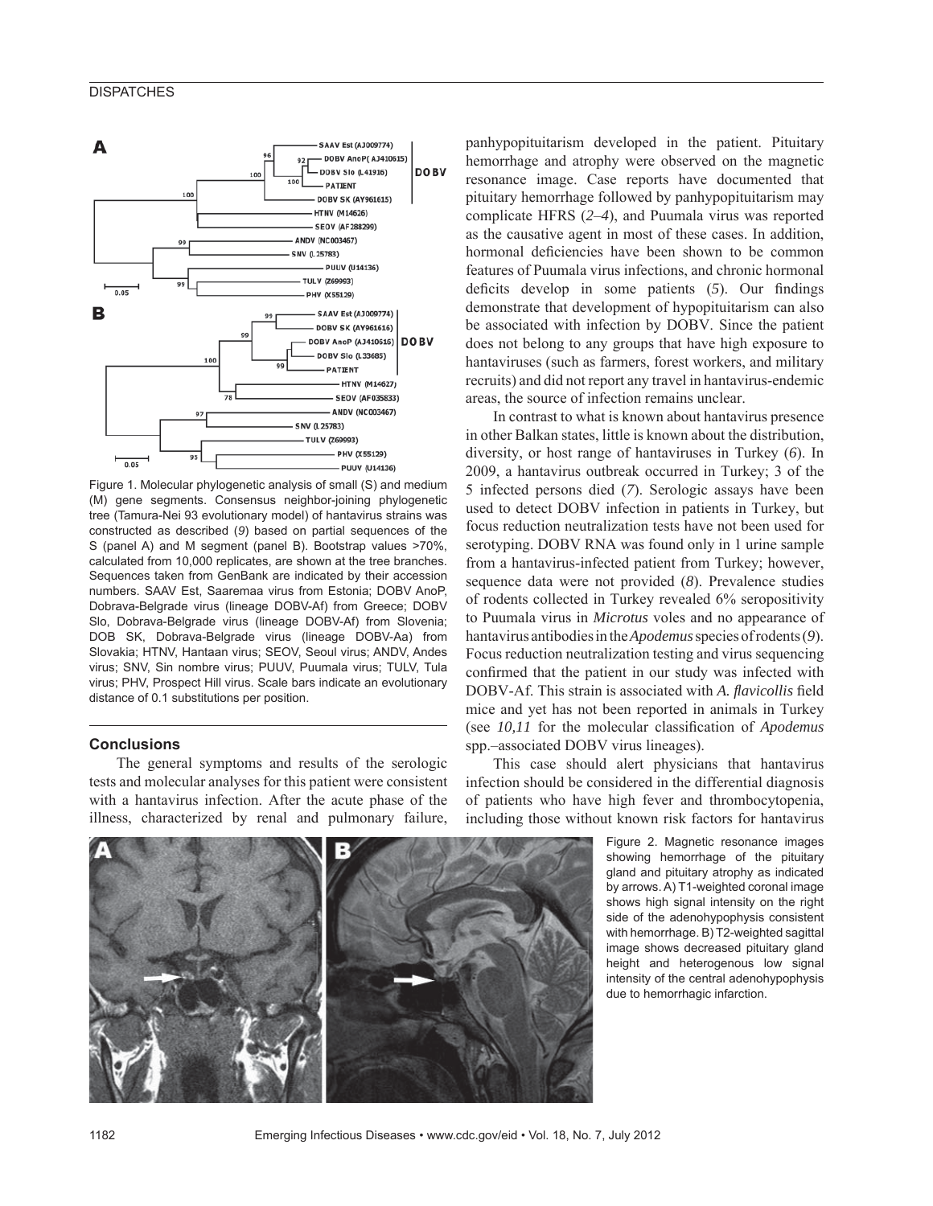Figure 1. Molecular phylogenetic analysis of small (S) and medium (M) gene segments. Consensus neighbor-joining phylogenetic tree (Tamura-Nei 93 evolutionary model) of hantavirus strains was constructed as described (*9*) based on partial sequences of the S (panel A) and M segment (panel B). Bootstrap values >70%, calculated from 10,000 replicates, are shown at the tree branches. Sequences taken from GenBank are indicated by their accession numbers. SAAV Est, Saaremaa virus from Estonia; DOBV AnoP, Dobrava-Belgrade virus (lineage DOBV-Af) from Greece; DOBV Slo, Dobrava-Belgrade virus (lineage DOBV-Af) from Slovenia; DOB SK, Dobrava-Belgrade virus (lineage DOBV-Aa) from Slovakia; HTNV, Hantaan virus; SEOV, Seoul virus; ANDV, Andes virus; SNV, Sin nombre virus; PUUV, Puumala virus; TULV, Tula virus; PHV, Prospect Hill virus. Scale bars indicate an evolutionary distance of 0.1 substitutions per position.

## Conclusions

The general symptoms and results of the serologic tests and molecular analyses for this patient were consistent with a hantavirus infection. After the acute phase of the illness, characterized by renal and pulmonary failure, panhypopituitarism developed in the patient. Pituitary hemorrhage and atrophy were observed on the magnetic resonance image. Case reports have documented that pituitary hemorrhage followed by panhypopituitarism may complicate HFRS (*2–4*), and Puumala virus was reported as the causative agent in most of these cases. In addition, hormonal deficiencies have been shown to be common features of Puumala virus infections, and chronic hormonal deficits develop in some patients (*5*). Our findings demonstrate that development of hypopituitarism can also be associated with infection by DOBV. Since the patient does not belong to any groups that have high exposure to hantaviruses (such as farmers, forest workers, and military recruits) and did not report any travel in hantavirus-endemic areas, the source of infection remains unclear.

In contrast to what is known about hantavirus presence in other Balkan states, little is known about the distribution, diversity, or host range of hantaviruses in Turkey (*6*). In 2009, a hantavirus outbreak occurred in Turkey; 3 of the 5 infected persons died (*7*). Serologic assays have been used to detect DOBV infection in patients in Turkey, but focus reduction neutralization tests have not been used for serotyping. DOBV RNA was found only in 1 urine sample from a hantavirus-infected patient from Turkey; however, sequence data were not provided (*8*). Prevalence studies of rodents collected in Turkey revealed 6% seropositivity to Puumala virus in *Microtus* voles and no appearance of hantavirus antibodies in the *Apodemus* species of rodents (*9*). Focus reduction neutralization testing and virus sequencing confirmed that the patient in our study was infected with DOBV-Af. This strain is associated with *A. flavicollis* field mice and yet has not been reported in animals in Turkey (see *10,11* for the molecular classification of *Apodemus* spp.–associated DOBV virus lineages).

This case should alert physicians that hantavirus infection should be considered in the differential diagnosis of patients who have high fever and thrombocytopenia, including those without known risk factors for hantavirus

Figure 2. Magnetic resonance images showing hemorrhage of the pituitary gland and pituitary atrophy as indicated by arrows. A) T1-weighted coronal image shows high signal intensity on the right side of the adenohypophysis consistent with hemorrhage. B) T2-weighted sagittal image shows decreased pituitary gland height and heterogenous low signal intensity of the central adenohypophysis due to hemorrhagic infarction.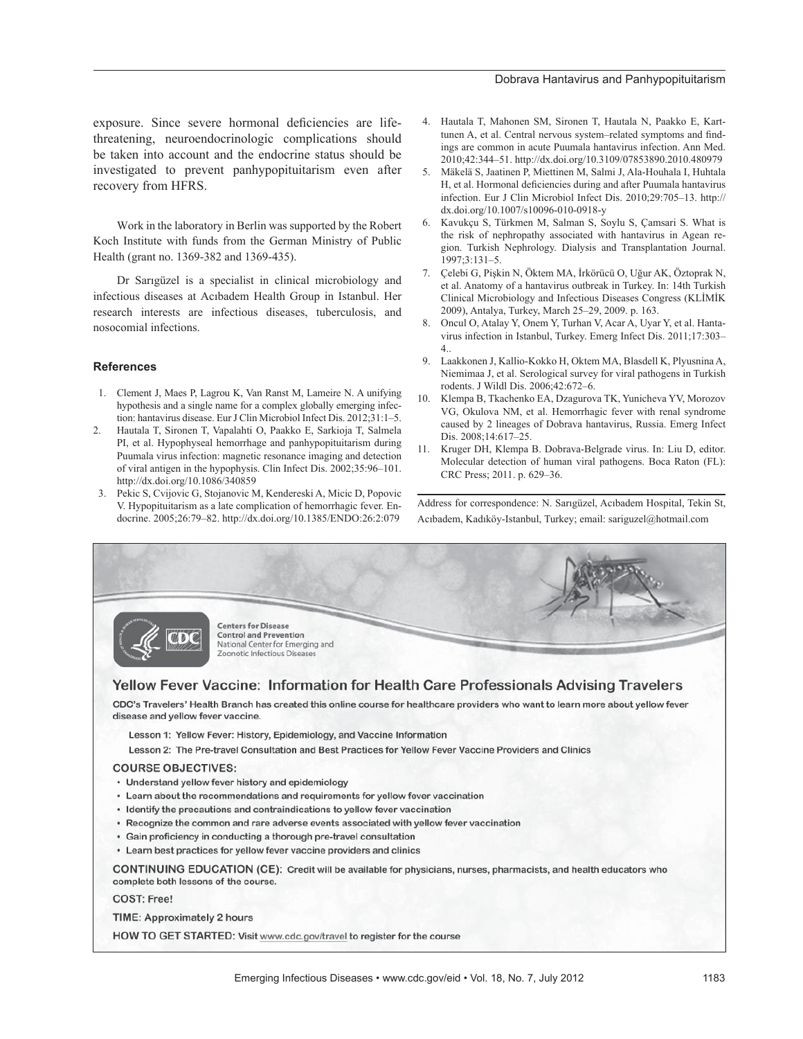exposure. Since severe hormonal deficiencies are life-threatening, neuroendocrinologic complications should be taken into account and the endocrine status should be investigated to prevent panhypopituitarism even after recovery from HFRS.

Work in the laboratory in Berlin was supported by the Robert Koch Institute with funds from the German Ministry of Public Health (grant no. 1369-382 and 1369-435).

Dr Sarıgüzel is a specialist in clinical microbiology and infectious diseases at Acıbadem Health Group in Istanbul. Her research interests are infectious diseases, tuberculosis, and nosocomial infections.

## References

1. Clement J, Maes P, Lagrou K, Van Ranst M, Lameire N. A unifying hypothesis and a single name for a complex globally emerging infection: hantavirus disease. Eur J Clin Microbiol Infect Dis. 2012;31:1–5.
2. Hautala T, Sironen T, Vapalahti O, Paakko E, Sarkioja T, Salmela PI, et al. Hypophyseal hemorrhage and panhypopituitarism during Puumala virus infection: magnetic resonance imaging and detection of viral antigen in the hypophysis. Clin Infect Dis. 2002;35:96–101. http://dx.doi.org/10.1086/340859
3. Pekic S, Cvijovic G, Stojanovic M, Kendereski A, Micic D, Popovic V. Hypopituitarism as a late complication of hemorrhagic fever. Endocrine. 2005;26:79–82. http://dx.doi.org/10.1385/ENDO:26:2:079
4. Hautala T, Mahonen SM, Sironen T, Hautala N, Paakko E, Karttunen A, et al. Central nervous system–related symptoms and findings are common in acute Puumala hantavirus infection. Ann Med. 2010;42:344–51. http://dx.doi.org/10.3109/07853890.2010.480979
5. Mäkelä S, Jaatinen P, Miettinen M, Salmi J, Ala-Houhala I, Huhtala H, et al. Hormonal deficiencies during and after Puumala hantavirus infection. Eur J Clin Microbiol Infect Dis. 2010;29:705–13. http://dx.doi.org/10.1007/s10096-010-0918-y
6. Kavukçu S, Türkmen M, Salman S, Soylu S, Çamsari S. What is the risk of nephropathy associated with hantavirus in Agean region. Turkish Nephrology. Dialysis and Transplantation Journal. 1997;3:131–5.
7. Çelebi G, Pişkin N, Öktem MA, İrkörücü O, Uğur AK, Öztoprak N, et al. Anatomy of a hantavirus outbreak in Turkey. In: 14th Turkish Clinical Microbiology and Infectious Diseases Congress (KLİMİK 2009), Antalya, Turkey, March 25–29, 2009. p. 163.
8. Oncul O, Atalay Y, Onem Y, Turhan V, Acar A, Uyar Y, et al. Hantavirus infection in Istanbul, Turkey. Emerg Infect Dis. 2011;17:303–4..
9. Laakkonen J, Kallio-Kokko H, Oktem MA, Blasdell K, Plyusnina A, Niemimaa J, et al. Serological survey for viral pathogens in Turkish rodents. J Wildl Dis. 2006;42:672–6.
10. Klempa B, Tkachenko EA, Dzagurova TK, Yunicheva YV, Morozov VG, Okulova NM, et al. Hemorrhagic fever with renal syndrome caused by 2 lineages of Dobrava hantavirus, Russia. Emerg Infect Dis. 2008;14:617–25.
11. Kruger DH, Klempa B. Dobrava-Belgrade virus. In: Liu D, editor. Molecular detection of human viral pathogens. Boca Raton (FL): CRC Press; 2011. p. 629–36.

Address for correspondence: N. Sarıgüzel, Acıbadem Hospital, Tekin St, Acıbadem, Kadıköy-Istanbul, Turkey; email: sariguzel@hotmail.com

Centers for Disease Control and Prevention
National Center for Emerging and Zoonotic Infectious Diseases

## Yellow Fever Vaccine: Information for Health Care Professionals Advising Travelers

**CDC's Travelers' Health Branch has created this online course for healthcare providers who want to learn more about yellow fever disease and yellow fever vaccine.**

Lesson 1: Yellow Fever: History, Epidemiology, and Vaccine Information

Lesson 2: The Pre-travel Consultation and Best Practices for Yellow Fever Vaccine Providers and Clinics

**COURSE OBJECTIVES:**

- Understand yellow fever history and epidemiology
- Learn about the recommendations and requirements for yellow fever vaccination
- Identify the precautions and contraindications to yellow fever vaccination
- Recognize the common and rare adverse events associated with yellow fever vaccination
- Gain proficiency in conducting a thorough pre-travel consultation
- Learn best practices for yellow fever vaccine providers and clinics

**CONTINUING EDUCATION (CE):** Credit will be available for physicians, nurses, pharmacists, and health educators who complete both lessons of the course.

**COST:** Free!

**TIME:** Approximately 2 hours

**HOW TO GET STARTED:** Visit www.cdc.gov/travel to register for the course